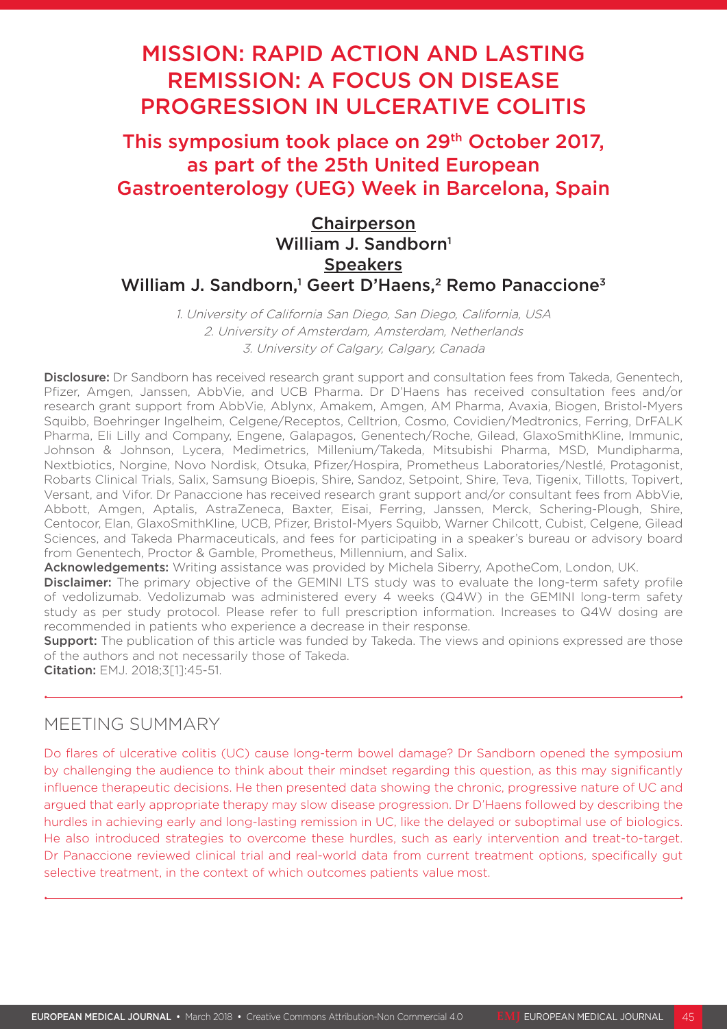# MISSION: RAPID ACTION AND LASTING REMISSION: A FOCUS ON DISEASE PROGRESSION IN ULCERATIVE COLITIS

## This symposium took place on 29th October 2017, as part of the 25th United European Gastroenterology (UEG) Week in Barcelona, Spain

**Chairperson**
William J. Sandborn[1]

**Speakers**
William J. Sandborn,[1] Geert D'Haens,[2] Remo Panaccione[3]

*1. University of California San Diego, San Diego, California, USA*
*2. University of Amsterdam, Amsterdam, Netherlands*
*3. University of Calgary, Calgary, Canada*

**Disclosure:** Dr Sandborn has received research grant support and consultation fees from Takeda, Genentech, Pfizer, Amgen, Janssen, AbbVie, and UCB Pharma. Dr D'Haens has received consultation fees and/or research grant support from AbbVie, Ablynx, Amakem, Amgen, AM Pharma, Avaxia, Biogen, Bristol-Myers Squibb, Boehringer Ingelheim, Celgene/Receptos, Celltrion, Cosmo, Covidien/Medtronics, Ferring, DrFALK Pharma, Eli Lilly and Company, Engene, Galapagos, Genentech/Roche, Gilead, GlaxoSmithKline, Immunic, Johnson & Johnson, Lycera, Medimetrics, Millenium/Takeda, Mitsubishi Pharma, MSD, Mundipharma, Nextbiotics, Norgine, Novo Nordisk, Otsuka, Pfizer/Hospira, Prometheus Laboratories/Nestlé, Protagonist, Robarts Clinical Trials, Salix, Samsung Bioepis, Shire, Sandoz, Setpoint, Shire, Teva, Tigenix, Tillotts, Topivert, Versant, and Vifor. Dr Panaccione has received research grant support and/or consultant fees from AbbVie, Abbott, Amgen, Aptalis, AstraZeneca, Baxter, Eisai, Ferring, Janssen, Merck, Schering-Plough, Shire, Centocor, Elan, GlaxoSmithKline, UCB, Pfizer, Bristol-Myers Squibb, Warner Chilcott, Cubist, Celgene, Gilead Sciences, and Takeda Pharmaceuticals, and fees for participating in a speaker's bureau or advisory board from Genentech, Proctor & Gamble, Prometheus, Millennium, and Salix.

**Acknowledgements:** Writing assistance was provided by Michela Siberry, ApotheCom, London, UK.

**Disclaimer:** The primary objective of the GEMINI LTS study was to evaluate the long-term safety profile of vedolizumab. Vedolizumab was administered every 4 weeks (Q4W) in the GEMINI long-term safety study as per study protocol. Please refer to full prescription information. Increases to Q4W dosing are recommended in patients who experience a decrease in their response.

**Support:** The publication of this article was funded by Takeda. The views and opinions expressed are those of the authors and not necessarily those of Takeda.

**Citation:** EMJ. 2018;3[1]:45-51.

## MEETING SUMMARY

Do flares of ulcerative colitis (UC) cause long-term bowel damage? Dr Sandborn opened the symposium by challenging the audience to think about their mindset regarding this question, as this may significantly influence therapeutic decisions. He then presented data showing the chronic, progressive nature of UC and argued that early appropriate therapy may slow disease progression. Dr D'Haens followed by describing the hurdles in achieving early and long-lasting remission in UC, like the delayed or suboptimal use of biologics. He also introduced strategies to overcome these hurdles, such as early intervention and treat-to-target. Dr Panaccione reviewed clinical trial and real-world data from current treatment options, specifically gut selective treatment, in the context of which outcomes patients value most.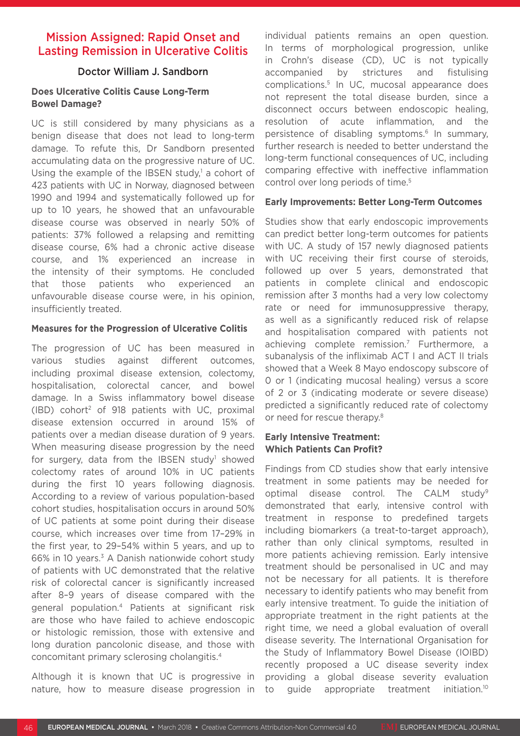## Mission Assigned: Rapid Onset and Lasting Remission in Ulcerative Colitis

### Doctor William J. Sandborn

#### Does Ulcerative Colitis Cause Long-Term Bowel Damage?

UC is still considered by many physicians as a benign disease that does not lead to long-term damage. To refute this, Dr Sandborn presented accumulating data on the progressive nature of UC. Using the example of the IBSEN study,[1] a cohort of 423 patients with UC in Norway, diagnosed between 1990 and 1994 and systematically followed up for up to 10 years, he showed that an unfavourable disease course was observed in nearly 50% of patients: 37% followed a relapsing and remitting disease course, 6% had a chronic active disease course, and 1% experienced an increase in the intensity of their symptoms. He concluded that those patients who experienced an unfavourable disease course were, in his opinion, insufficiently treated.

#### Measures for the Progression of Ulcerative Colitis

The progression of UC has been measured in various studies against different outcomes, including proximal disease extension, colectomy, hospitalisation, colorectal cancer, and bowel damage. In a Swiss inflammatory bowel disease (IBD) cohort[2] of 918 patients with UC, proximal disease extension occurred in around 15% of patients over a median disease duration of 9 years. When measuring disease progression by the need for surgery, data from the IBSEN study[1] showed colectomy rates of around 10% in UC patients during the first 10 years following diagnosis. According to a review of various population-based cohort studies, hospitalisation occurs in around 50% of UC patients at some point during their disease course, which increases over time from 17–29% in the first year, to 29–54% within 5 years, and up to 66% in 10 years.[3] A Danish nationwide cohort study of patients with UC demonstrated that the relative risk of colorectal cancer is significantly increased after 8–9 years of disease compared with the general population.[4] Patients at significant risk are those who have failed to achieve endoscopic or histologic remission, those with extensive and long duration pancolonic disease, and those with concomitant primary sclerosing cholangitis.[4]

Although it is known that UC is progressive in nature, how to measure disease progression in individual patients remains an open question. In terms of morphological progression, unlike in Crohn's disease (CD), UC is not typically accompanied by strictures and fistulising complications.[5] In UC, mucosal appearance does not represent the total disease burden, since a disconnect occurs between endoscopic healing, resolution of acute inflammation, and the persistence of disabling symptoms.[6] In summary, further research is needed to better understand the long-term functional consequences of UC, including comparing effective with ineffective inflammation control over long periods of time.[5]

#### Early Improvements: Better Long-Term Outcomes

Studies show that early endoscopic improvements can predict better long-term outcomes for patients with UC. A study of 157 newly diagnosed patients with UC receiving their first course of steroids, followed up over 5 years, demonstrated that patients in complete clinical and endoscopic remission after 3 months had a very low colectomy rate or need for immunosuppressive therapy, as well as a significantly reduced risk of relapse and hospitalisation compared with patients not achieving complete remission.[7] Furthermore, a subanalysis of the infliximab ACT I and ACT II trials showed that a Week 8 Mayo endoscopy subscore of 0 or 1 (indicating mucosal healing) versus a score of 2 or 3 (indicating moderate or severe disease) predicted a significantly reduced rate of colectomy or need for rescue therapy.[8]

#### Early Intensive Treatment: Which Patients Can Profit?

Findings from CD studies show that early intensive treatment in some patients may be needed for optimal disease control. The CALM study[9] demonstrated that early, intensive control with treatment in response to predefined targets including biomarkers (a treat-to-target approach), rather than only clinical symptoms, resulted in more patients achieving remission. Early intensive treatment should be personalised in UC and may not be necessary for all patients. It is therefore necessary to identify patients who may benefit from early intensive treatment. To guide the initiation of appropriate treatment in the right patients at the right time, we need a global evaluation of overall disease severity. The International Organisation for the Study of Inflammatory Bowel Disease (IOIBD) recently proposed a UC disease severity index providing a global disease severity evaluation to guide appropriate treatment initiation.[10]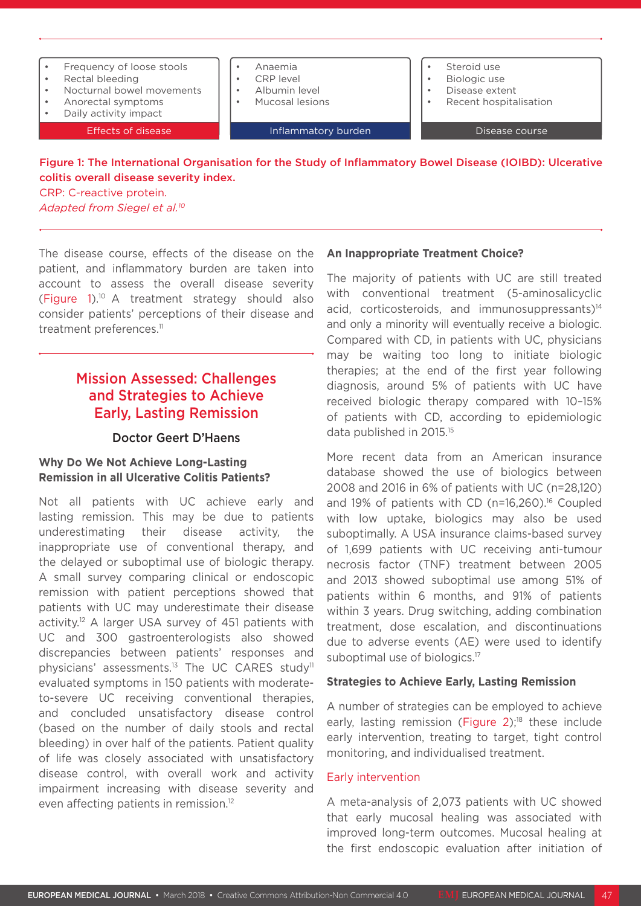| Effects of disease | Inflammatory burden | Disease course |
|---|---|---|
| • Frequency of loose stools<br>• Rectal bleeding<br>• Nocturnal bowel movements<br>• Anorectal symptoms<br>• Daily activity impact | • Anaemia<br>• CRP level<br>• Albumin level<br>• Mucosal lesions | • Steroid use<br>• Biologic use<br>• Disease extent<br>• Recent hospitalisation |

**Figure 1: The International Organisation for the Study of Inflammatory Bowel Disease (IOIBD): Ulcerative colitis overall disease severity index.**
CRP: C-reactive protein.
*Adapted from Siegel et al.[10]*

The disease course, effects of the disease on the patient, and inflammatory burden are taken into account to assess the overall disease severity (Figure 1).[10] A treatment strategy should also consider patients' perceptions of their disease and treatment preferences.[11]

## Mission Assessed: Challenges and Strategies to Achieve Early, Lasting Remission

### Doctor Geert D'Haens

#### Why Do We Not Achieve Long-Lasting Remission in all Ulcerative Colitis Patients?

Not all patients with UC achieve early and lasting remission. This may be due to patients underestimating their disease activity, the inappropriate use of conventional therapy, and the delayed or suboptimal use of biologic therapy. A small survey comparing clinical or endoscopic remission with patient perceptions showed that patients with UC may underestimate their disease activity.[12] A larger USA survey of 451 patients with UC and 300 gastroenterologists also showed discrepancies between patients' responses and physicians' assessments.[13] The UC CARES study[11] evaluated symptoms in 150 patients with moderate-to-severe UC receiving conventional therapies, and concluded unsatisfactory disease control (based on the number of daily stools and rectal bleeding) in over half of the patients. Patient quality of life was closely associated with unsatisfactory disease control, with overall work and activity impairment increasing with disease severity and even affecting patients in remission.[12]

#### An Inappropriate Treatment Choice?

The majority of patients with UC are still treated with conventional treatment (5-aminosalicylic acid, corticosteroids, and immunosuppressants)[14] and only a minority will eventually receive a biologic. Compared with CD, in patients with UC, physicians may be waiting too long to initiate biologic therapies; at the end of the first year following diagnosis, around 5% of patients with UC have received biologic therapy compared with 10–15% of patients with CD, according to epidemiologic data published in 2015.[15]

More recent data from an American insurance database showed the use of biologics between 2008 and 2016 in 6% of patients with UC (n=28,120) and 19% of patients with CD (n=16,260).[16] Coupled with low uptake, biologics may also be used suboptimally. A USA insurance claims-based survey of 1,699 patients with UC receiving anti-tumour necrosis factor (TNF) treatment between 2005 and 2013 showed suboptimal use among 51% of patients within 6 months, and 91% of patients within 3 years. Drug switching, adding combination treatment, dose escalation, and discontinuations due to adverse events (AE) were used to identify suboptimal use of biologics.[17]

#### Strategies to Achieve Early, Lasting Remission

A number of strategies can be employed to achieve early, lasting remission (Figure 2);[18] these include early intervention, treating to target, tight control monitoring, and individualised treatment.

##### Early intervention

A meta-analysis of 2,073 patients with UC showed that early mucosal healing was associated with improved long-term outcomes. Mucosal healing at the first endoscopic evaluation after initiation of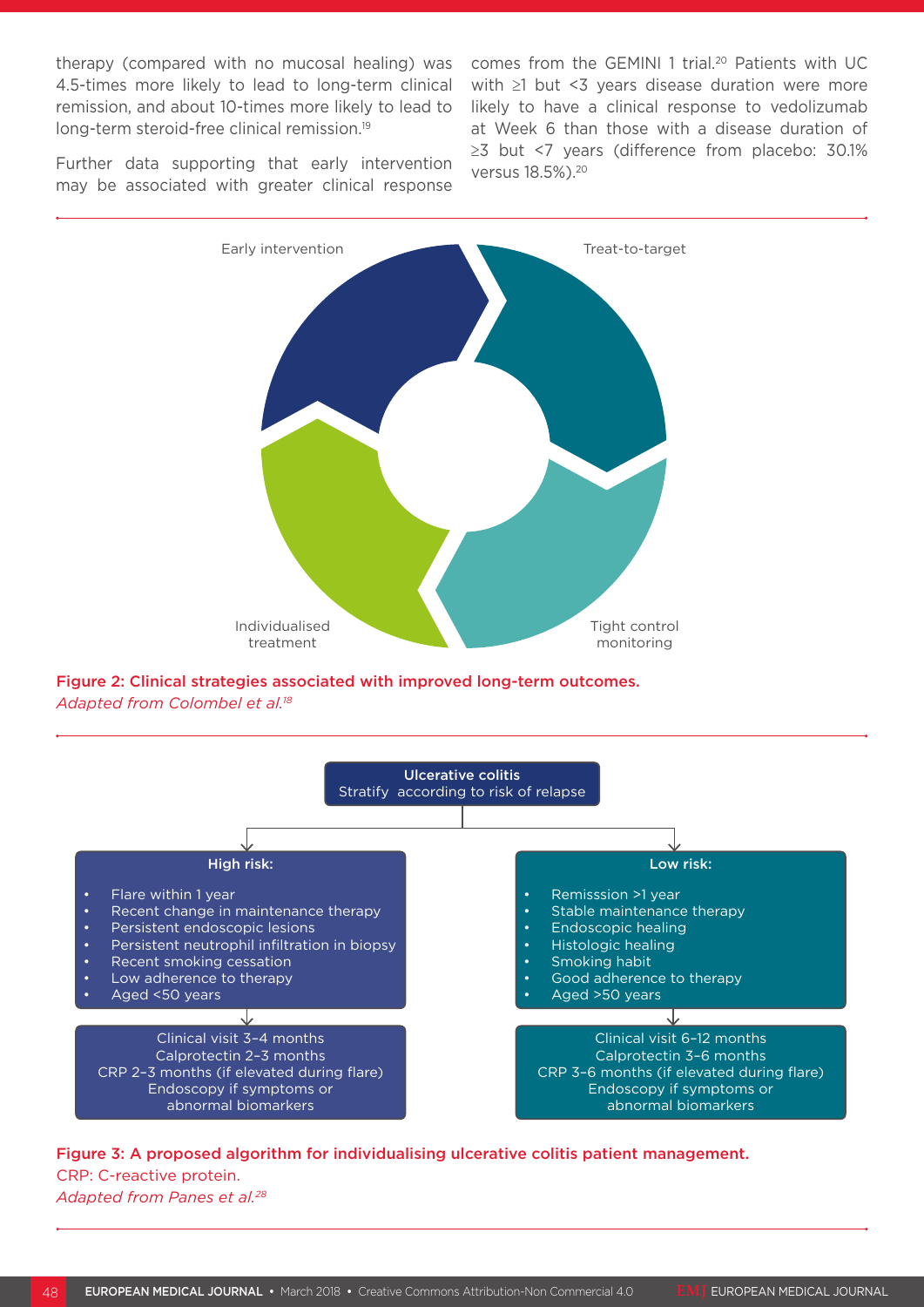therapy (compared with no mucosal healing) was 4.5-times more likely to lead to long-term clinical remission, and about 10-times more likely to lead to long-term steroid-free clinical remission.[19]

Further data supporting that early intervention may be associated with greater clinical response comes from the GEMINI 1 trial.[20] Patients with UC with ≥1 but <3 years disease duration were more likely to have a clinical response to vedolizumab at Week 6 than those with a disease duration of ≥3 but <7 years (difference from placebo: 30.1% versus 18.5%).[20]

Early intervention

Treat-to-target

Individualised treatment

Tight control monitoring

**Figure 2: Clinical strategies associated with improved long-term outcomes.**
*Adapted from Colombel et al.[18]*

**Ulcerative colitis**
Stratify according to risk of relapse

**High risk:**

- Flare within 1 year
- Recent change in maintenance therapy
- Persistent endoscopic lesions
- Persistent neutrophil infiltration in biopsy
- Recent smoking cessation
- Low adherence to therapy
- Aged <50 years

Clinical visit 3–4 months
Calprotectin 2–3 months
CRP 2–3 months (if elevated during flare)
Endoscopy if symptoms or abnormal biomarkers

**Low risk:**

- Remisssion >1 year
- Stable maintenance therapy
- Endoscopic healing
- Histologic healing
- Smoking habit
- Good adherence to therapy
- Aged >50 years

Clinical visit 6–12 months
Calprotectin 3–6 months
CRP 3–6 months (if elevated during flare)
Endoscopy if symptoms or abnormal biomarkers

**Figure 3: A proposed algorithm for individualising ulcerative colitis patient management.**
CRP: C-reactive protein.
*Adapted from Panes et al.[28]*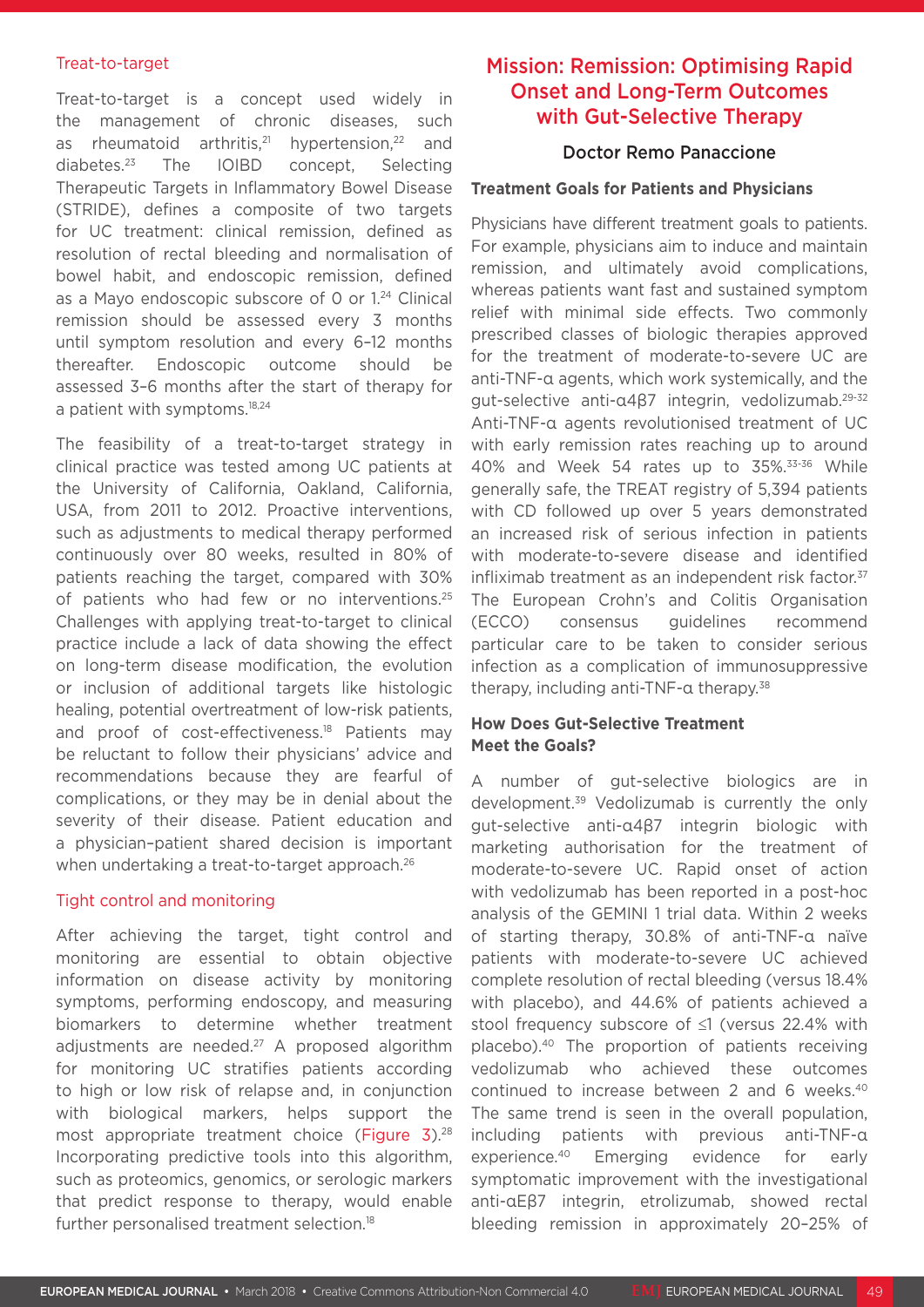### Treat-to-target

Treat-to-target is a concept used widely in the management of chronic diseases, such as rheumatoid arthritis,[21] hypertension,[22] and diabetes.[23] The IOIBD concept, Selecting Therapeutic Targets in Inflammatory Bowel Disease (STRIDE), defines a composite of two targets for UC treatment: clinical remission, defined as resolution of rectal bleeding and normalisation of bowel habit, and endoscopic remission, defined as a Mayo endoscopic subscore of 0 or 1.[24] Clinical remission should be assessed every 3 months until symptom resolution and every 6–12 months thereafter. Endoscopic outcome should be assessed 3–6 months after the start of therapy for a patient with symptoms.[18,24]

The feasibility of a treat-to-target strategy in clinical practice was tested among UC patients at the University of California, Oakland, California, USA, from 2011 to 2012. Proactive interventions, such as adjustments to medical therapy performed continuously over 80 weeks, resulted in 80% of patients reaching the target, compared with 30% of patients who had few or no interventions.[25] Challenges with applying treat-to-target to clinical practice include a lack of data showing the effect on long-term disease modification, the evolution or inclusion of additional targets like histologic healing, potential overtreatment of low-risk patients, and proof of cost-effectiveness.[18] Patients may be reluctant to follow their physicians' advice and recommendations because they are fearful of complications, or they may be in denial about the severity of their disease. Patient education and a physician–patient shared decision is important when undertaking a treat-to-target approach.[26]

### Tight control and monitoring

After achieving the target, tight control and monitoring are essential to obtain objective information on disease activity by monitoring symptoms, performing endoscopy, and measuring biomarkers to determine whether treatment adjustments are needed.[27] A proposed algorithm for monitoring UC stratifies patients according to high or low risk of relapse and, in conjunction with biological markers, helps support the most appropriate treatment choice (Figure 3).[28] Incorporating predictive tools into this algorithm, such as proteomics, genomics, or serologic markers that predict response to therapy, would enable further personalised treatment selection.[18]

## Mission: Remission: Optimising Rapid Onset and Long-Term Outcomes with Gut-Selective Therapy

**Doctor Remo Panaccione**

### Treatment Goals for Patients and Physicians

Physicians have different treatment goals to patients. For example, physicians aim to induce and maintain remission, and ultimately avoid complications, whereas patients want fast and sustained symptom relief with minimal side effects. Two commonly prescribed classes of biologic therapies approved for the treatment of moderate-to-severe UC are anti-TNF-α agents, which work systemically, and the gut-selective anti-α4β7 integrin, vedolizumab.[29-32] Anti-TNF-α agents revolutionised treatment of UC with early remission rates reaching up to around 40% and Week 54 rates up to 35%.[33-36] While generally safe, the TREAT registry of 5,394 patients with CD followed up over 5 years demonstrated an increased risk of serious infection in patients with moderate-to-severe disease and identified infliximab treatment as an independent risk factor.[37] The European Crohn's and Colitis Organisation (ECCO) consensus guidelines recommend particular care to be taken to consider serious infection as a complication of immunosuppressive therapy, including anti-TNF-α therapy.[38]

### How Does Gut-Selective Treatment Meet the Goals?

A number of gut-selective biologics are in development.[39] Vedolizumab is currently the only gut-selective anti-α4β7 integrin biologic with marketing authorisation for the treatment of moderate-to-severe UC. Rapid onset of action with vedolizumab has been reported in a post-hoc analysis of the GEMINI 1 trial data. Within 2 weeks of starting therapy, 30.8% of anti-TNF-α naïve patients with moderate-to-severe UC achieved complete resolution of rectal bleeding (versus 18.4% with placebo), and 44.6% of patients achieved a stool frequency subscore of ≤1 (versus 22.4% with placebo).[40] The proportion of patients receiving vedolizumab who achieved these outcomes continued to increase between 2 and 6 weeks.[40] The same trend is seen in the overall population, including patients with previous anti-TNF-α experience.[40] Emerging evidence for early symptomatic improvement with the investigational anti-αEβ7 integrin, etrolizumab, showed rectal bleeding remission in approximately 20–25% of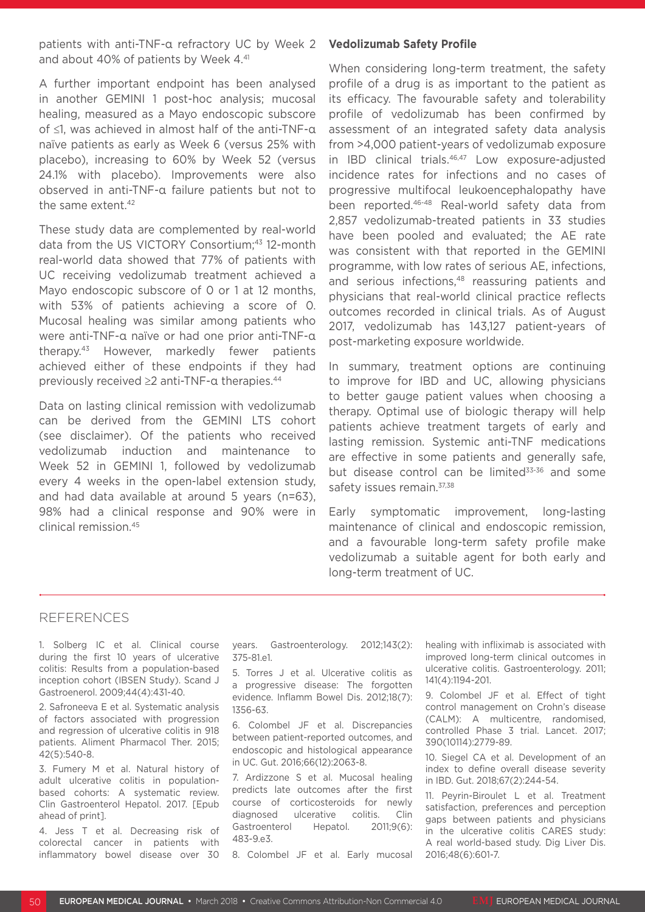patients with anti-TNF-α refractory UC by Week 2 and about 40% of patients by Week 4.[41]

A further important endpoint has been analysed in another GEMINI 1 post-hoc analysis; mucosal healing, measured as a Mayo endoscopic subscore of ≤1, was achieved in almost half of the anti-TNF-α naïve patients as early as Week 6 (versus 25% with placebo), increasing to 60% by Week 52 (versus 24.1% with placebo). Improvements were also observed in anti-TNF-α failure patients but not to the same extent.[42]

These study data are complemented by real-world data from the US VICTORY Consortium;[43] 12-month real-world data showed that 77% of patients with UC receiving vedolizumab treatment achieved a Mayo endoscopic subscore of 0 or 1 at 12 months, with 53% of patients achieving a score of 0. Mucosal healing was similar among patients who were anti-TNF-α naïve or had one prior anti-TNF-α therapy.[43] However, markedly fewer patients achieved either of these endpoints if they had previously received ≥2 anti-TNF-α therapies.[44]

Data on lasting clinical remission with vedolizumab can be derived from the GEMINI LTS cohort (see disclaimer). Of the patients who received vedolizumab induction and maintenance to Week 52 in GEMINI 1, followed by vedolizumab every 4 weeks in the open-label extension study, and had data available at around 5 years (n=63), 98% had a clinical response and 90% were in clinical remission.[45]

**Vedolizumab Safety Profile**

When considering long-term treatment, the safety profile of a drug is as important to the patient as its efficacy. The favourable safety and tolerability profile of vedolizumab has been confirmed by assessment of an integrated safety data analysis from >4,000 patient-years of vedolizumab exposure in IBD clinical trials.[46,47] Low exposure-adjusted incidence rates for infections and no cases of progressive multifocal leukoencephalopathy have been reported.[46-48] Real-world safety data from 2,857 vedolizumab-treated patients in 33 studies have been pooled and evaluated; the AE rate was consistent with that reported in the GEMINI programme, with low rates of serious AE, infections, and serious infections,[48] reassuring patients and physicians that real-world clinical practice reflects outcomes recorded in clinical trials. As of August 2017, vedolizumab has 143,127 patient-years of post-marketing exposure worldwide.

In summary, treatment options are continuing to improve for IBD and UC, allowing physicians to better gauge patient values when choosing a therapy. Optimal use of biologic therapy will help patients achieve treatment targets of early and lasting remission. Systemic anti-TNF medications are effective in some patients and generally safe, but disease control can be limited[33-36] and some safety issues remain.[37,38]

Early symptomatic improvement, long-lasting maintenance of clinical and endoscopic remission, and a favourable long-term safety profile make vedolizumab a suitable agent for both early and long-term treatment of UC.

## REFERENCES

1. Solberg IC et al. Clinical course during the first 10 years of ulcerative colitis: Results from a population-based inception cohort (IBSEN Study). Scand J Gastroenerol. 2009;44(4):431-40.

2. Safroneeva E et al. Systematic analysis of factors associated with progression and regression of ulcerative colitis in 918 patients. Aliment Pharmacol Ther. 2015; 42(5):540-8.

3. Fumery M et al. Natural history of adult ulcerative colitis in population-based cohorts: A systematic review. Clin Gastroenterol Hepatol. 2017. [Epub ahead of print].

4. Jess T et al. Decreasing risk of colorectal cancer in patients with inflammatory bowel disease over 30 years. Gastroenterology. 2012;143(2): 375-81.e1.

5. Torres J et al. Ulcerative colitis as a progressive disease: The forgotten evidence. Inflamm Bowel Dis. 2012;18(7): 1356-63.

6. Colombel JF et al. Discrepancies between patient-reported outcomes, and endoscopic and histological appearance in UC. Gut. 2016;66(12):2063-8.

7. Ardizzone S et al. Mucosal healing predicts late outcomes after the first course of corticosteroids for newly diagnosed ulcerative colitis. Clin Gastroenterol Hepatol. 2011;9(6): 483-9.e3.

8. Colombel JF et al. Early mucosal healing with infliximab is associated with improved long-term clinical outcomes in ulcerative colitis. Gastroenterology. 2011; 141(4):1194-201.

9. Colombel JF et al. Effect of tight control management on Crohn's disease (CALM): A multicentre, randomised, controlled Phase 3 trial. Lancet. 2017; 390(10114):2779-89.

10. Siegel CA et al. Development of an index to define overall disease severity in IBD. Gut. 2018;67(2):244-54.

11. Peyrin-Biroulet L et al. Treatment satisfaction, preferences and perception gaps between patients and physicians in the ulcerative colitis CARES study: A real world-based study. Dig Liver Dis. 2016;48(6):601-7.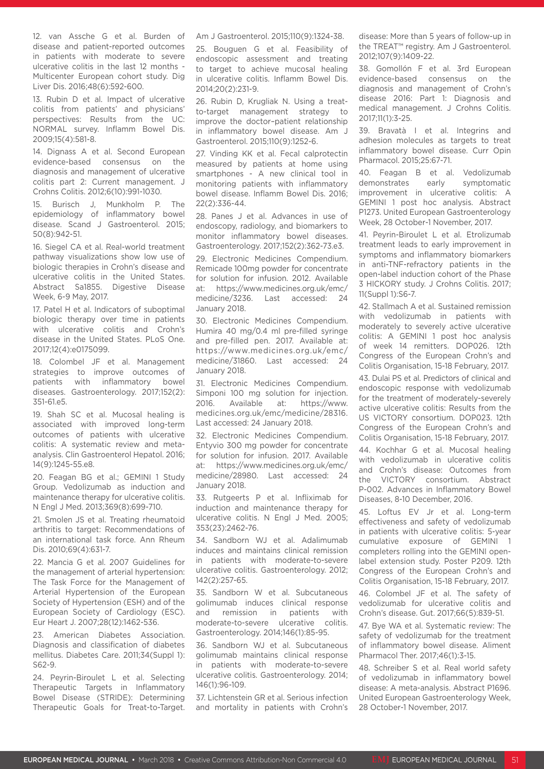12. van Assche G et al. Burden of disease and patient-reported outcomes in patients with moderate to severe ulcerative colitis in the last 12 months - Multicenter European cohort study. Dig Liver Dis. 2016;48(6):592-600.

13. Rubin D et al. Impact of ulcerative colitis from patients' and physicians' perspectives: Results from the UC: NORMAL survey. Inflamm Bowel Dis. 2009;15(4):581-8.

14. Dignass A et al. Second European evidence-based consensus on the diagnosis and management of ulcerative colitis part 2: Current management. J Crohns Colitis. 2012;6(10):991-1030.

15. Burisch J, Munkholm P. The epidemiology of inflammatory bowel disease. Scand J Gastroenterol. 2015; 50(8):942-51.

16. Siegel CA et al. Real-world treatment pathway visualizations show low use of biologic therapies in Crohn's disease and ulcerative colitis in the United States. Abstract Sa1855. Digestive Disease Week, 6-9 May, 2017.

17. Patel H et al. Indicators of suboptimal biologic therapy over time in patients with ulcerative colitis and Crohn's disease in the United States. PLoS One. 2017;12(4):e0175099.

18. Colombel JF et al. Management strategies to improve outcomes of patients with inflammatory bowel diseases. Gastroenterology. 2017;152(2): 351-61.e5.

19. Shah SC et al. Mucosal healing is associated with improved long-term outcomes of patients with ulcerative colitis: A systematic review and meta-analysis. Clin Gastroenterol Hepatol. 2016; 14(9):1245-55.e8.

20. Feagan BG et al.; GEMINI 1 Study Group. Vedolizumab as induction and maintenance therapy for ulcerative colitis. N Engl J Med. 2013;369(8):699-710.

21. Smolen JS et al. Treating rheumatoid arthritis to target: Recommendations of an international task force. Ann Rheum Dis. 2010;69(4):631-7.

22. Mancia G et al. 2007 Guidelines for the management of arterial hypertension: The Task Force for the Management of Arterial Hypertension of the European Society of Hypertension (ESH) and of the European Society of Cardiology (ESC). Eur Heart J. 2007;28(12):1462-536.

23. American Diabetes Association. Diagnosis and classification of diabetes mellitus. Diabetes Care. 2011;34(Suppl 1): S62-9.

24. Peyrin-Biroulet L et al. Selecting Therapeutic Targets in Inflammatory Bowel Disease (STRIDE): Determining Therapeutic Goals for Treat-to-Target. Am J Gastroenterol. 2015;110(9):1324-38.

25. Bouguen G et al. Feasibility of endoscopic assessment and treating to target to achieve mucosal healing in ulcerative colitis. Inflamm Bowel Dis. 2014;20(2):231-9.

26. Rubin D, Krugliak N. Using a treat-to-target management strategy to improve the doctor–patient relationship in inflammatory bowel disease. Am J Gastroenterol. 2015;110(9):1252-6.

27. Vinding KK et al. Fecal calprotectin measured by patients at home using smartphones - A new clinical tool in monitoring patients with inflammatory bowel disease. Inflamm Bowel Dis. 2016; 22(2):336-44.

28. Panes J et al. Advances in use of endoscopy, radiology, and biomarkers to monitor inflammatory bowel diseases. Gastroenterology. 2017;152(2):362-73.e3.

29. Electronic Medicines Compendium. Remicade 100mg powder for concentrate for solution for infusion. 2012. Available at: https://www.medicines.org.uk/emc/medicine/3236. Last accessed: 24 January 2018.

30. Electronic Medicines Compendium. Humira 40 mg/0.4 ml pre-filled syringe and pre-filled pen. 2017. Available at: https://www.medicines.org.uk/emc/medicine/31860. Last accessed: 24 January 2018.

31. Electronic Medicines Compendium. Simponi 100 mg solution for injection. 2016. Available at: https://www.medicines.org.uk/emc/medicine/28316. Last accessed: 24 January 2018.

32. Electronic Medicines Compendium. Entyvio 300 mg powder for concentrate for solution for infusion. 2017. Available at: https://www.medicines.org.uk/emc/medicine/28980. Last accessed: 24 January 2018.

33. Rutgeerts P et al. Infliximab for induction and maintenance therapy for ulcerative colitis. N Engl J Med. 2005; 353(23):2462-76.

34. Sandborn WJ et al. Adalimumab induces and maintains clinical remission in patients with moderate-to-severe ulcerative colitis. Gastroenterology. 2012; 142(2):257-65.

35. Sandborn W et al. Subcutaneous golimumab induces clinical response and remission in patients with moderate-to-severe ulcerative colitis. Gastroenterology. 2014;146(1):85-95.

36. Sandborn WJ et al. Subcutaneous golimumab maintains clinical response in patients with moderate-to-severe ulcerative colitis. Gastroenterology. 2014; 146(1):96-109.

37. Lichtenstein GR et al. Serious infection and mortality in patients with Crohn's disease: More than 5 years of follow-up in the TREAT™ registry. Am J Gastroenterol. 2012;107(9):1409-22.

38. Gomollón F et al. 3rd European evidence-based consensus on the diagnosis and management of Crohn's disease 2016: Part 1: Diagnosis and medical management. J Crohns Colitis. 2017;11(1):3-25.

39. Bravatà I et al. Integrins and adhesion molecules as targets to treat inflammatory bowel disease. Curr Opin Pharmacol. 2015;25:67-71.

40. Feagan B et al. Vedolizumab demonstrates early symptomatic improvement in ulcerative colitis: A GEMINI 1 post hoc analysis. Abstract P1273. United European Gastroenterology Week, 28 October-1 November, 2017.

41. Peyrin-Biroulet L et al. Etrolizumab treatment leads to early improvement in symptoms and inflammatory biomarkers in anti-TNF-refractory patients in the open-label induction cohort of the Phase 3 HICKORY study. J Crohns Colitis. 2017; 11(Suppl 1):S6-7.

42. Stallmach A et al. Sustained remission with vedolizumab in patients with moderately to severely active ulcerative colitis: A GEMINI 1 post hoc analysis of week 14 remitters. DOP026. 12th Congress of the European Crohn's and Colitis Organisation, 15-18 February, 2017.

43. Dulai PS et al. Predictors of clinical and endoscopic response with vedolizumab for the treatment of moderately-severely active ulcerative colitis: Results from the US VICTORY consortium. DOP023. 12th Congress of the European Crohn's and Colitis Organisation, 15-18 February, 2017.

44. Kochhar G et al. Mucosal healing with vedolizumab in ulcerative colitis and Crohn's disease: Outcomes from the VICTORY consortium. Abstract P-002. Advances in Inflammatory Bowel Diseases, 8-10 December, 2016.

45. Loftus EV Jr et al. Long-term effectiveness and safety of vedolizumab in patients with ulcerative colitis: 5-year cumulative exposure of GEMINI 1 completers rolling into the GEMINI open-label extension study. Poster P209. 12th Congress of the European Crohn's and Colitis Organisation, 15-18 February, 2017.

46. Colombel JF et al. The safety of vedolizumab for ulcerative colitis and Crohn's disease. Gut. 2017;66(5):839-51.

47. Bye WA et al. Systematic review: The safety of vedolizumab for the treatment of inflammatory bowel disease. Aliment Pharmacol Ther. 2017;46(1):3-15.

48. Schreiber S et al. Real world safety of vedolizumab in inflammatory bowel disease: A meta-analysis. Abstract P1696. United European Gastroenterology Week, 28 October-1 November, 2017.